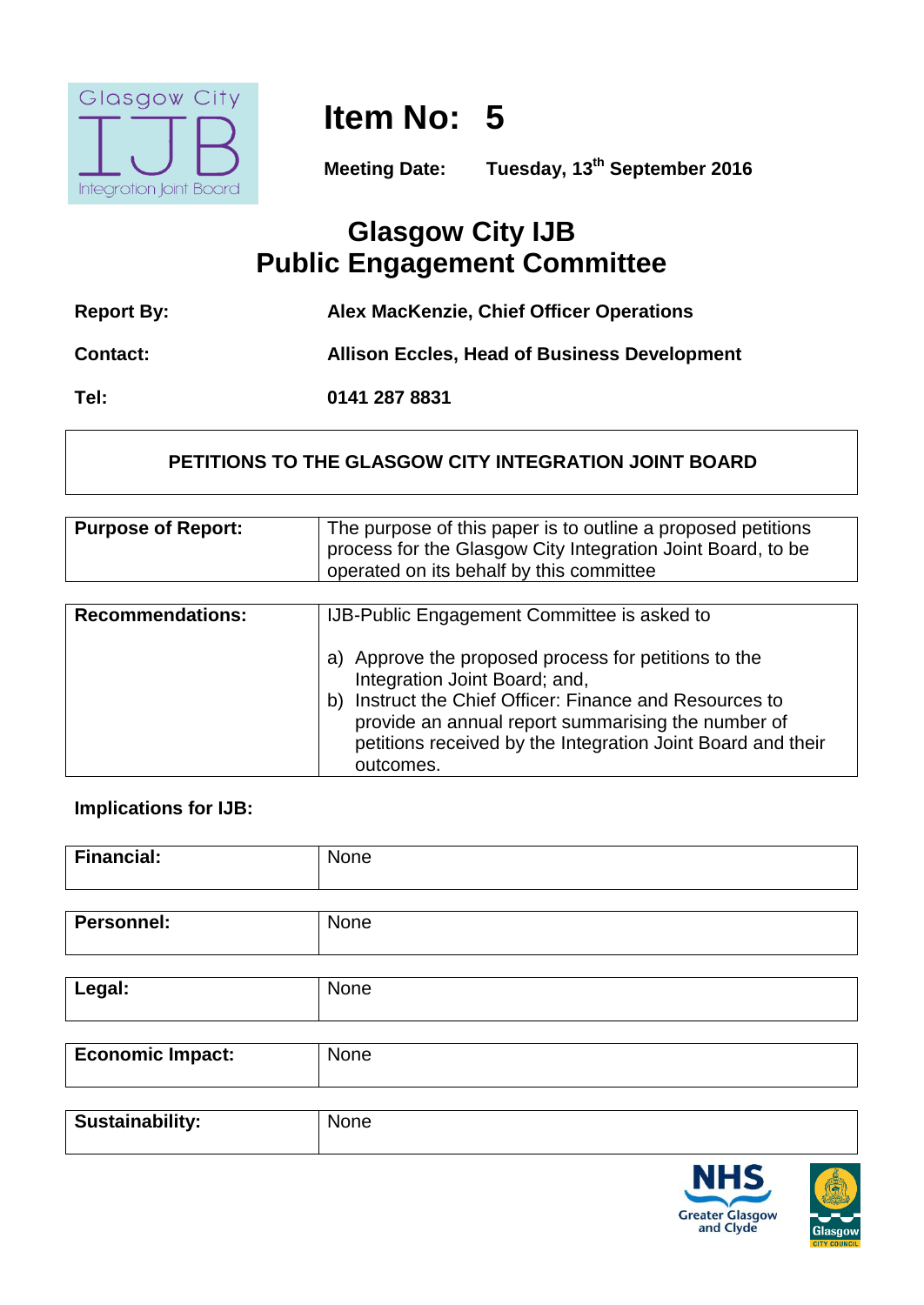# Item No: 5

**Meeting Date:** **Tuesday, 13th September 2016**

## Glasgow City IJB
## Public Engagement Committee

| | |
|---|---|
| **Report By:** | **Alex MacKenzie, Chief Officer Operations** |
| **Contact:** | **Allison Eccles, Head of Business Development** |
| **Tel:** | **0141 287 8831** |

**PETITIONS TO THE GLASGOW CITY INTEGRATION JOINT BOARD**

| | |
|---|---|
| **Purpose of Report:** | The purpose of this paper is to outline a proposed petitions process for the Glasgow City Integration Joint Board, to be operated on its behalf by this committee |

| | |
|---|---|
| **Recommendations:** | IJB-Public Engagement Committee is asked to<br><br>a) Approve the proposed process for petitions to the Integration Joint Board; and,<br>b) Instruct the Chief Officer: Finance and Resources to provide an annual report summarising the number of petitions received by the Integration Joint Board and their outcomes. |

**Implications for IJB:**

| | |
|---|---|
| **Financial:** | None |
| **Personnel:** | None |
| **Legal:** | None |
| **Economic Impact:** | None |
| **Sustainability:** | None |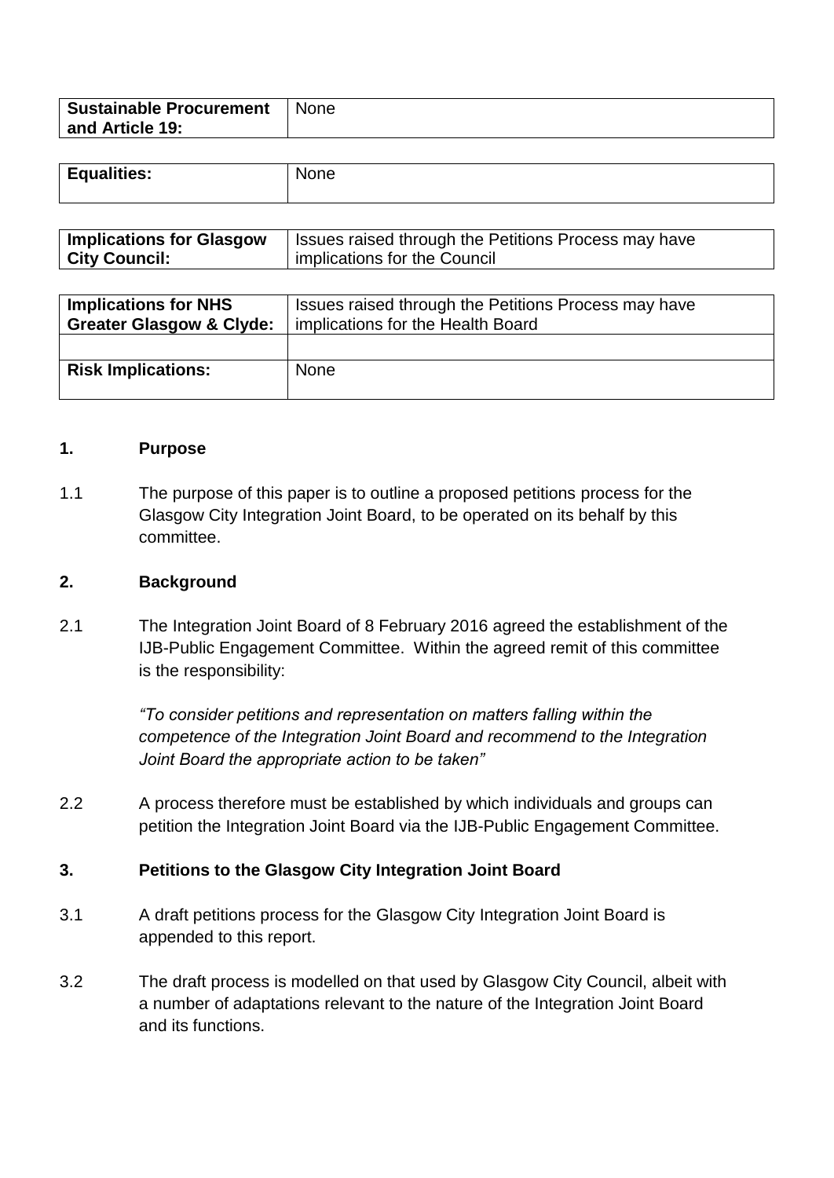| Sustainable Procurement and Article 19: | None |
| --- | --- |

| Equalities: | None |
| --- | --- |

| Implications for Glasgow City Council: | Issues raised through the Petitions Process may have implications for the Council |
| --- | --- |

| Implications for NHS Greater Glasgow & Clyde: | Issues raised through the Petitions Process may have implications for the Health Board |
| --- | --- |
| | |
| Risk Implications: | None |

## 1. Purpose

1.1 The purpose of this paper is to outline a proposed petitions process for the Glasgow City Integration Joint Board, to be operated on its behalf by this committee.

## 2. Background

2.1 The Integration Joint Board of 8 February 2016 agreed the establishment of the IJB-Public Engagement Committee. Within the agreed remit of this committee is the responsibility:

*"To consider petitions and representation on matters falling within the competence of the Integration Joint Board and recommend to the Integration Joint Board the appropriate action to be taken"*

2.2 A process therefore must be established by which individuals and groups can petition the Integration Joint Board via the IJB-Public Engagement Committee.

## 3. Petitions to the Glasgow City Integration Joint Board

3.1 A draft petitions process for the Glasgow City Integration Joint Board is appended to this report.

3.2 The draft process is modelled on that used by Glasgow City Council, albeit with a number of adaptations relevant to the nature of the Integration Joint Board and its functions.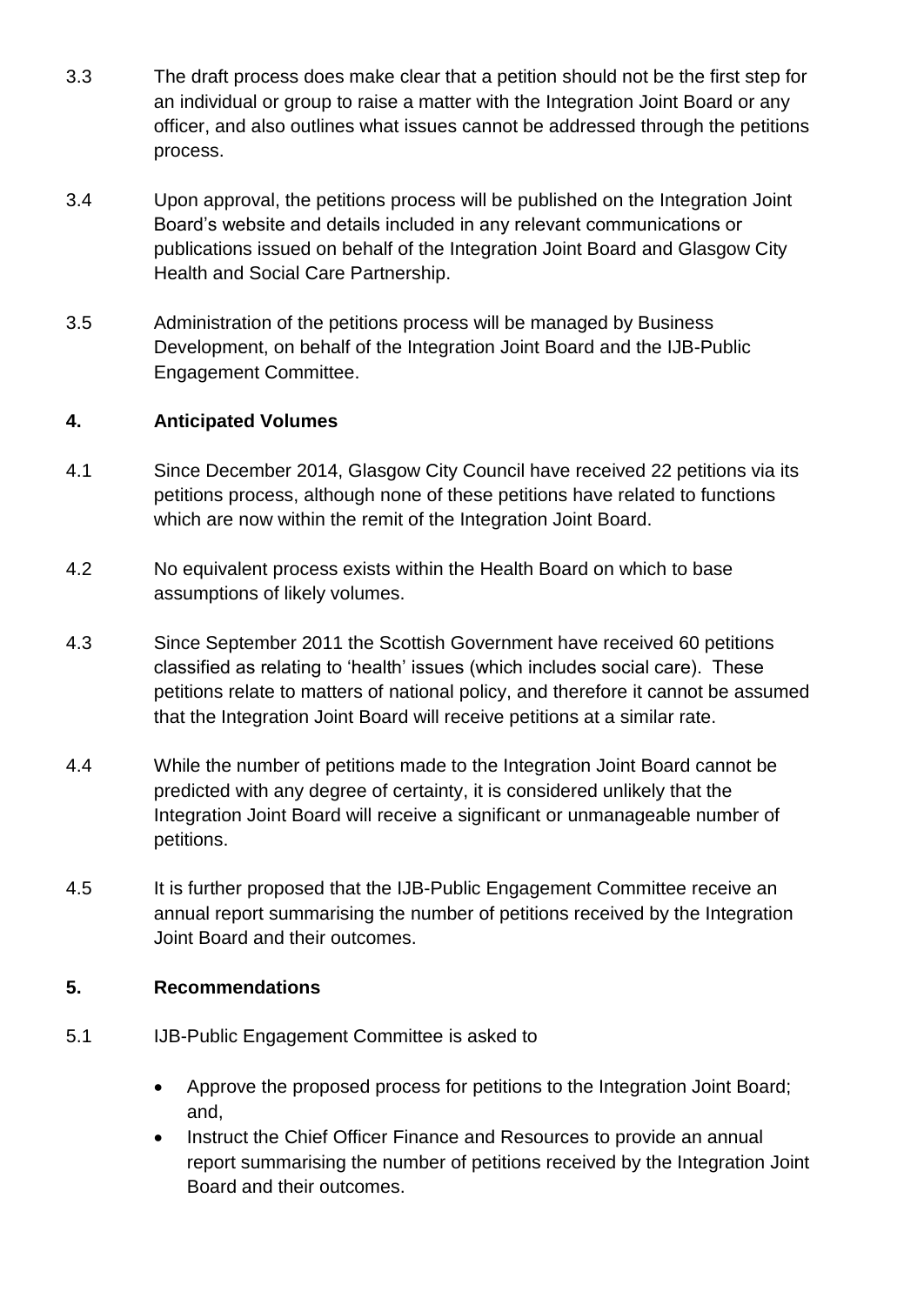3.3 The draft process does make clear that a petition should not be the first step for an individual or group to raise a matter with the Integration Joint Board or any officer, and also outlines what issues cannot be addressed through the petitions process.

3.4 Upon approval, the petitions process will be published on the Integration Joint Board's website and details included in any relevant communications or publications issued on behalf of the Integration Joint Board and Glasgow City Health and Social Care Partnership.

3.5 Administration of the petitions process will be managed by Business Development, on behalf of the Integration Joint Board and the IJB-Public Engagement Committee.

## 4. Anticipated Volumes

4.1 Since December 2014, Glasgow City Council have received 22 petitions via its petitions process, although none of these petitions have related to functions which are now within the remit of the Integration Joint Board.

4.2 No equivalent process exists within the Health Board on which to base assumptions of likely volumes.

4.3 Since September 2011 the Scottish Government have received 60 petitions classified as relating to 'health' issues (which includes social care). These petitions relate to matters of national policy, and therefore it cannot be assumed that the Integration Joint Board will receive petitions at a similar rate.

4.4 While the number of petitions made to the Integration Joint Board cannot be predicted with any degree of certainty, it is considered unlikely that the Integration Joint Board will receive a significant or unmanageable number of petitions.

4.5 It is further proposed that the IJB-Public Engagement Committee receive an annual report summarising the number of petitions received by the Integration Joint Board and their outcomes.

## 5. Recommendations

5.1 IJB-Public Engagement Committee is asked to

- Approve the proposed process for petitions to the Integration Joint Board; and,
- Instruct the Chief Officer Finance and Resources to provide an annual report summarising the number of petitions received by the Integration Joint Board and their outcomes.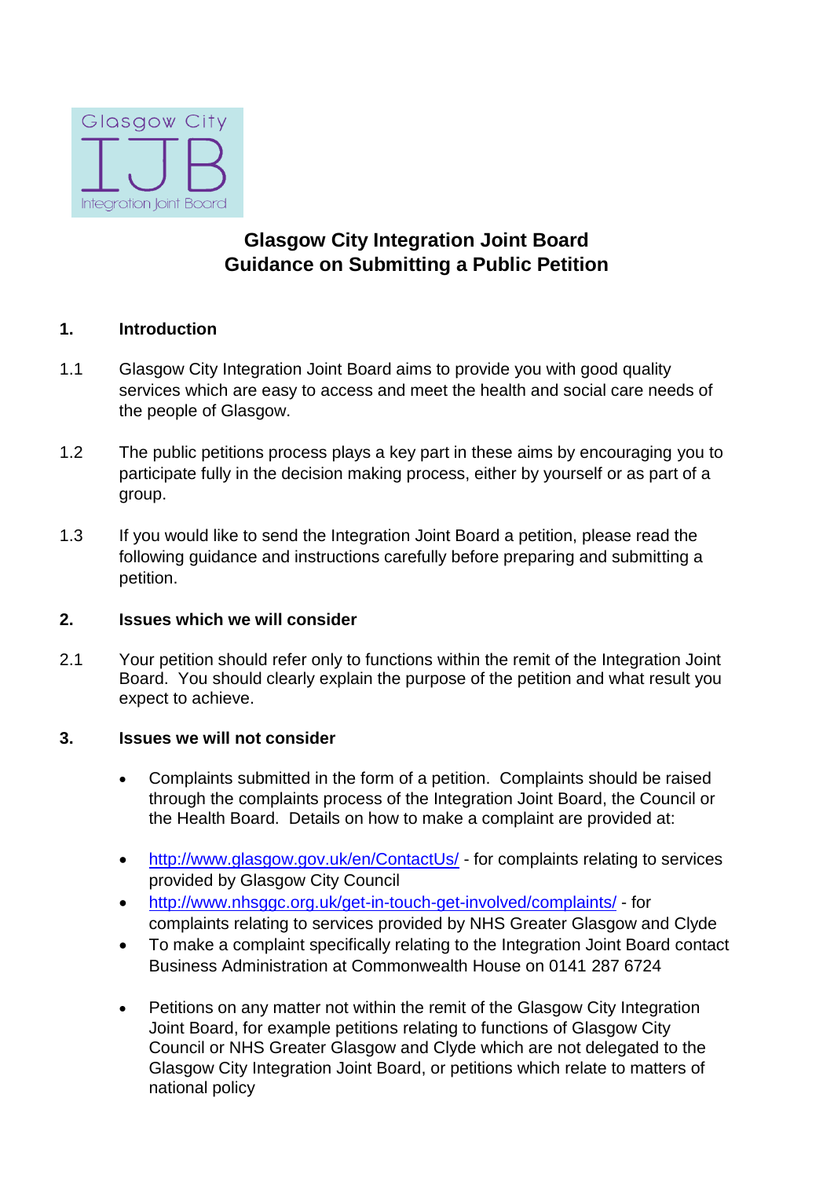# Glasgow City Integration Joint Board
# Guidance on Submitting a Public Petition

## 1. Introduction

1.1 Glasgow City Integration Joint Board aims to provide you with good quality services which are easy to access and meet the health and social care needs of the people of Glasgow.

1.2 The public petitions process plays a key part in these aims by encouraging you to participate fully in the decision making process, either by yourself or as part of a group.

1.3 If you would like to send the Integration Joint Board a petition, please read the following guidance and instructions carefully before preparing and submitting a petition.

## 2. Issues which we will consider

2.1 Your petition should refer only to functions within the remit of the Integration Joint Board. You should clearly explain the purpose of the petition and what result you expect to achieve.

## 3. Issues we will not consider

- Complaints submitted in the form of a petition. Complaints should be raised through the complaints process of the Integration Joint Board, the Council or the Health Board. Details on how to make a complaint are provided at:

- http://www.glasgow.gov.uk/en/ContactUs/ - for complaints relating to services provided by Glasgow City Council
- http://www.nhsggc.org.uk/get-in-touch-get-involved/complaints/ - for complaints relating to services provided by NHS Greater Glasgow and Clyde
- To make a complaint specifically relating to the Integration Joint Board contact Business Administration at Commonwealth House on 0141 287 6724

- Petitions on any matter not within the remit of the Glasgow City Integration Joint Board, for example petitions relating to functions of Glasgow City Council or NHS Greater Glasgow and Clyde which are not delegated to the Glasgow City Integration Joint Board, or petitions which relate to matters of national policy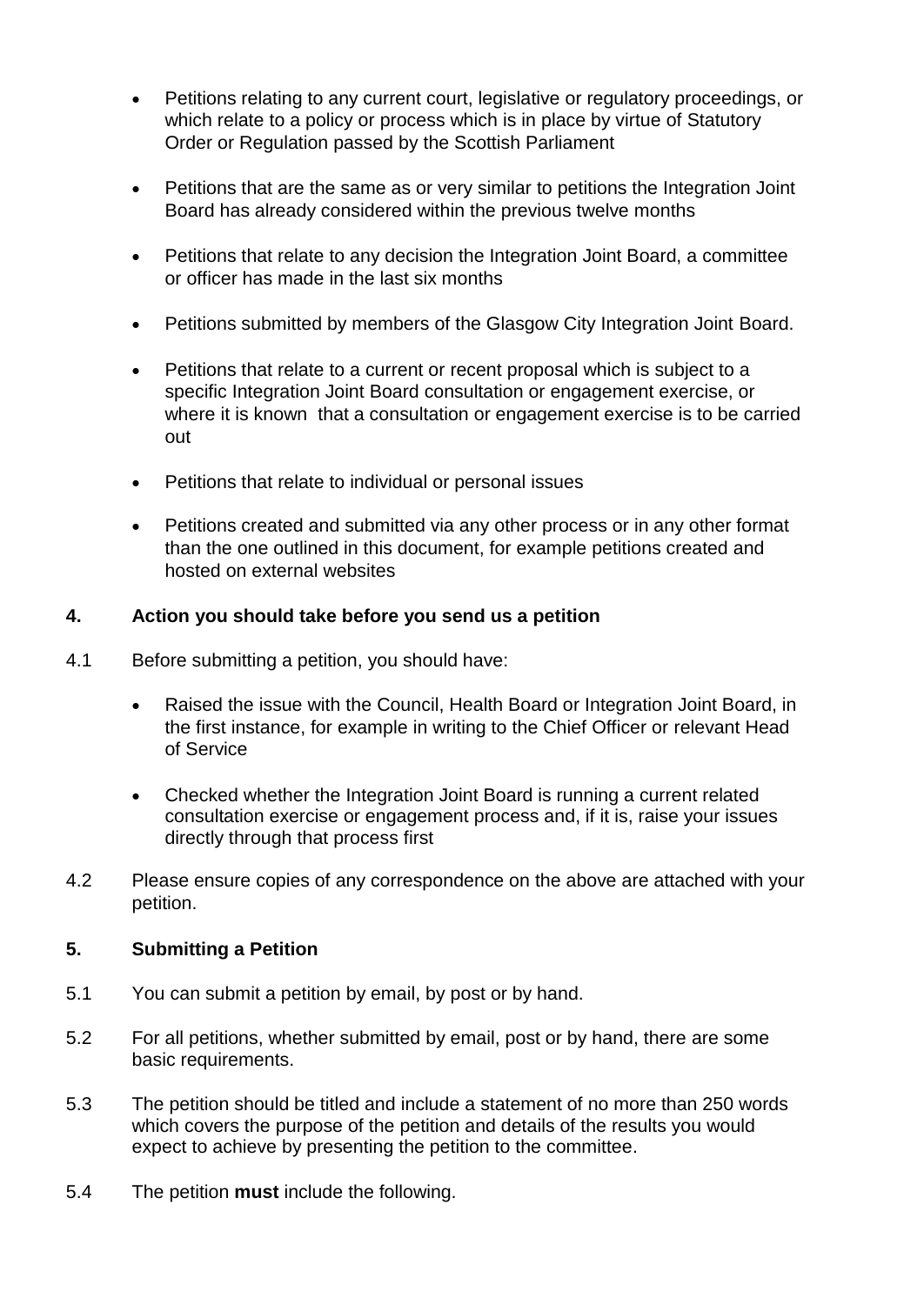- Petitions relating to any current court, legislative or regulatory proceedings, or which relate to a policy or process which is in place by virtue of Statutory Order or Regulation passed by the Scottish Parliament

- Petitions that are the same as or very similar to petitions the Integration Joint Board has already considered within the previous twelve months

- Petitions that relate to any decision the Integration Joint Board, a committee or officer has made in the last six months

- Petitions submitted by members of the Glasgow City Integration Joint Board.

- Petitions that relate to a current or recent proposal which is subject to a specific Integration Joint Board consultation or engagement exercise, or where it is known that a consultation or engagement exercise is to be carried out

- Petitions that relate to individual or personal issues

- Petitions created and submitted via any other process or in any other format than the one outlined in this document, for example petitions created and hosted on external websites

**4. Action you should take before you send us a petition**

4.1 Before submitting a petition, you should have:

- Raised the issue with the Council, Health Board or Integration Joint Board, in the first instance, for example in writing to the Chief Officer or relevant Head of Service

- Checked whether the Integration Joint Board is running a current related consultation exercise or engagement process and, if it is, raise your issues directly through that process first

4.2 Please ensure copies of any correspondence on the above are attached with your petition.

**5. Submitting a Petition**

5.1 You can submit a petition by email, by post or by hand.

5.2 For all petitions, whether submitted by email, post or by hand, there are some basic requirements.

5.3 The petition should be titled and include a statement of no more than 250 words which covers the purpose of the petition and details of the results you would expect to achieve by presenting the petition to the committee.

5.4 The petition **must** include the following.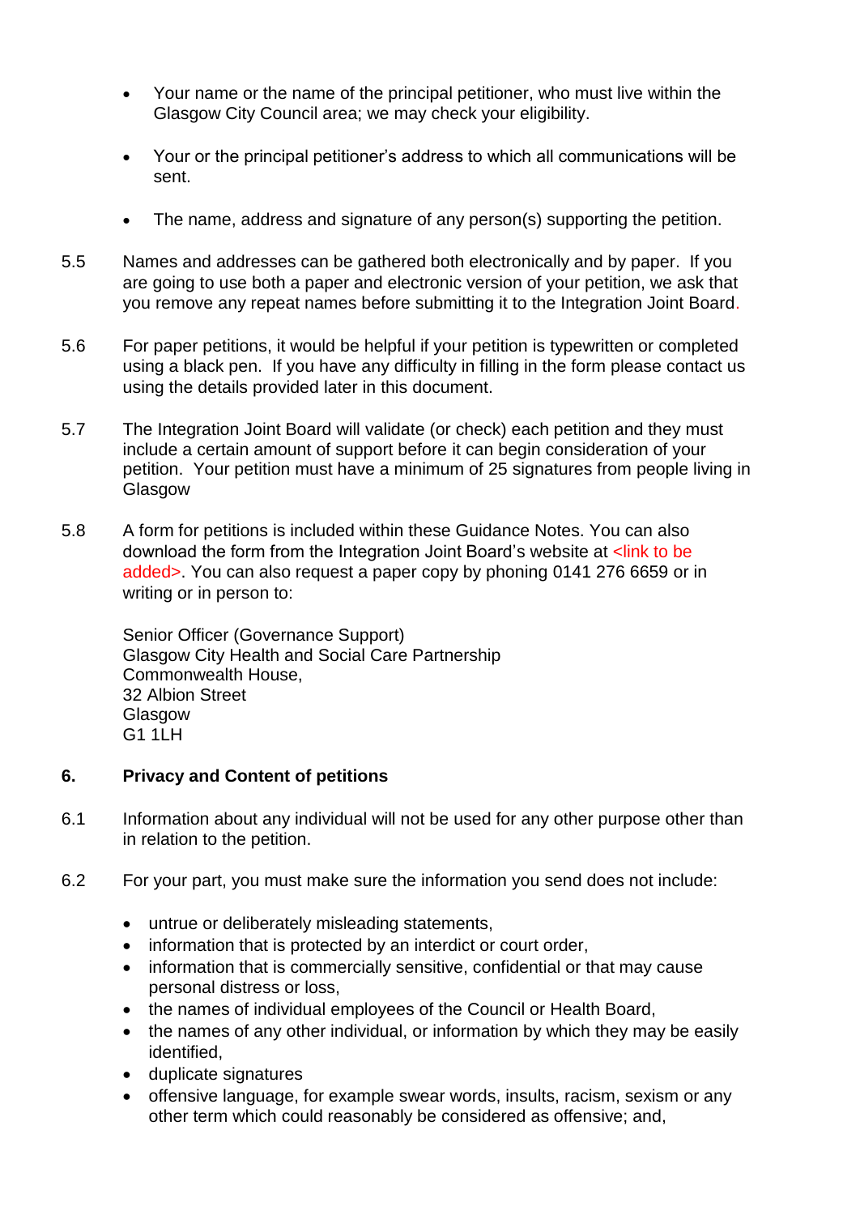- Your name or the name of the principal petitioner, who must live within the Glasgow City Council area; we may check your eligibility.

- Your or the principal petitioner's address to which all communications will be sent.

- The name, address and signature of any person(s) supporting the petition.

5.5 Names and addresses can be gathered both electronically and by paper. If you are going to use both a paper and electronic version of your petition, we ask that you remove any repeat names before submitting it to the Integration Joint Board.

5.6 For paper petitions, it would be helpful if your petition is typewritten or completed using a black pen. If you have any difficulty in filling in the form please contact us using the details provided later in this document.

5.7 The Integration Joint Board will validate (or check) each petition and they must include a certain amount of support before it can begin consideration of your petition. Your petition must have a minimum of 25 signatures from people living in Glasgow

5.8 A form for petitions is included within these Guidance Notes. You can also download the form from the Integration Joint Board's website at <link to be added>. You can also request a paper copy by phoning 0141 276 6659 or in writing or in person to:

Senior Officer (Governance Support)
Glasgow City Health and Social Care Partnership
Commonwealth House,
32 Albion Street
Glasgow
G1 1LH

## 6. Privacy and Content of petitions

6.1 Information about any individual will not be used for any other purpose other than in relation to the petition.

6.2 For your part, you must make sure the information you send does not include:

- untrue or deliberately misleading statements,
- information that is protected by an interdict or court order,
- information that is commercially sensitive, confidential or that may cause personal distress or loss,
- the names of individual employees of the Council or Health Board,
- the names of any other individual, or information by which they may be easily identified,
- duplicate signatures
- offensive language, for example swear words, insults, racism, sexism or any other term which could reasonably be considered as offensive; and,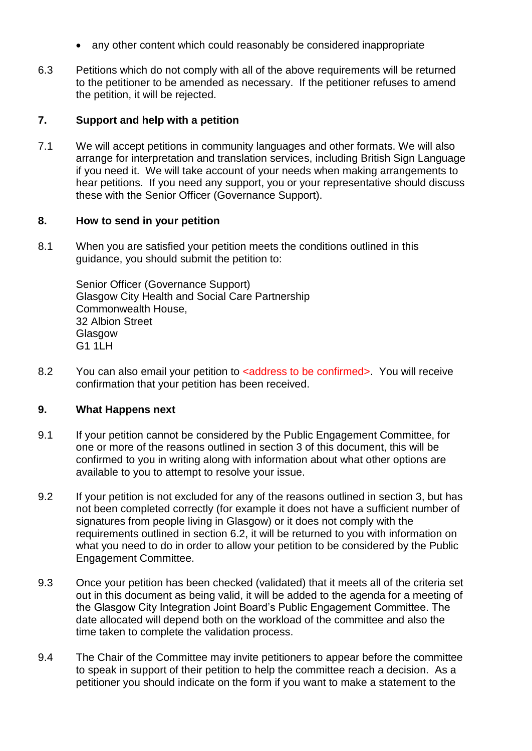- any other content which could reasonably be considered inappropriate

6.3 Petitions which do not comply with all of the above requirements will be returned to the petitioner to be amended as necessary. If the petitioner refuses to amend the petition, it will be rejected.

## 7. Support and help with a petition

7.1 We will accept petitions in community languages and other formats. We will also arrange for interpretation and translation services, including British Sign Language if you need it. We will take account of your needs when making arrangements to hear petitions. If you need any support, you or your representative should discuss these with the Senior Officer (Governance Support).

## 8. How to send in your petition

8.1 When you are satisfied your petition meets the conditions outlined in this guidance, you should submit the petition to:

Senior Officer (Governance Support)
Glasgow City Health and Social Care Partnership
Commonwealth House,
32 Albion Street
Glasgow
G1 1LH

8.2 You can also email your petition to <address to be confirmed>. You will receive confirmation that your petition has been received.

## 9. What Happens next

9.1 If your petition cannot be considered by the Public Engagement Committee, for one or more of the reasons outlined in section 3 of this document, this will be confirmed to you in writing along with information about what other options are available to you to attempt to resolve your issue.

9.2 If your petition is not excluded for any of the reasons outlined in section 3, but has not been completed correctly (for example it does not have a sufficient number of signatures from people living in Glasgow) or it does not comply with the requirements outlined in section 6.2, it will be returned to you with information on what you need to do in order to allow your petition to be considered by the Public Engagement Committee.

9.3 Once your petition has been checked (validated) that it meets all of the criteria set out in this document as being valid, it will be added to the agenda for a meeting of the Glasgow City Integration Joint Board's Public Engagement Committee. The date allocated will depend both on the workload of the committee and also the time taken to complete the validation process.

9.4 The Chair of the Committee may invite petitioners to appear before the committee to speak in support of their petition to help the committee reach a decision. As a petitioner you should indicate on the form if you want to make a statement to the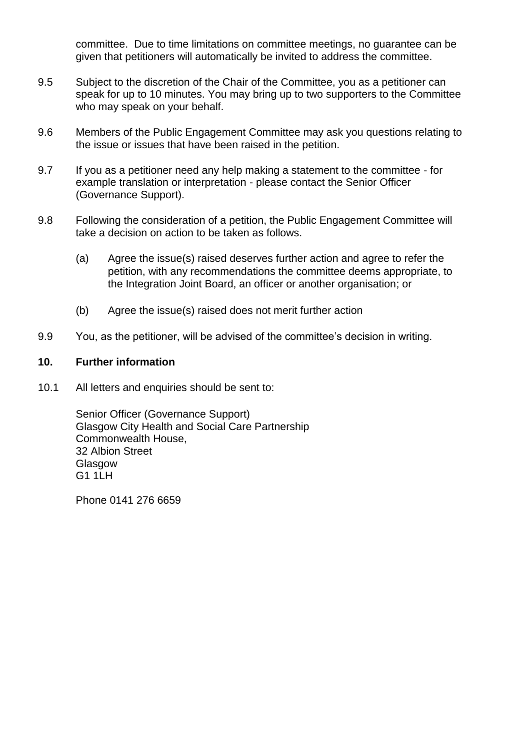committee. Due to time limitations on committee meetings, no guarantee can be given that petitioners will automatically be invited to address the committee.

9.5 Subject to the discretion of the Chair of the Committee, you as a petitioner can speak for up to 10 minutes. You may bring up to two supporters to the Committee who may speak on your behalf.

9.6 Members of the Public Engagement Committee may ask you questions relating to the issue or issues that have been raised in the petition.

9.7 If you as a petitioner need any help making a statement to the committee - for example translation or interpretation - please contact the Senior Officer (Governance Support).

9.8 Following the consideration of a petition, the Public Engagement Committee will take a decision on action to be taken as follows.

(a) Agree the issue(s) raised deserves further action and agree to refer the petition, with any recommendations the committee deems appropriate, to the Integration Joint Board, an officer or another organisation; or

(b) Agree the issue(s) raised does not merit further action

9.9 You, as the petitioner, will be advised of the committee's decision in writing.

## 10. Further information

10.1 All letters and enquiries should be sent to:

Senior Officer (Governance Support)
Glasgow City Health and Social Care Partnership
Commonwealth House,
32 Albion Street
Glasgow
G1 1LH

Phone 0141 276 6659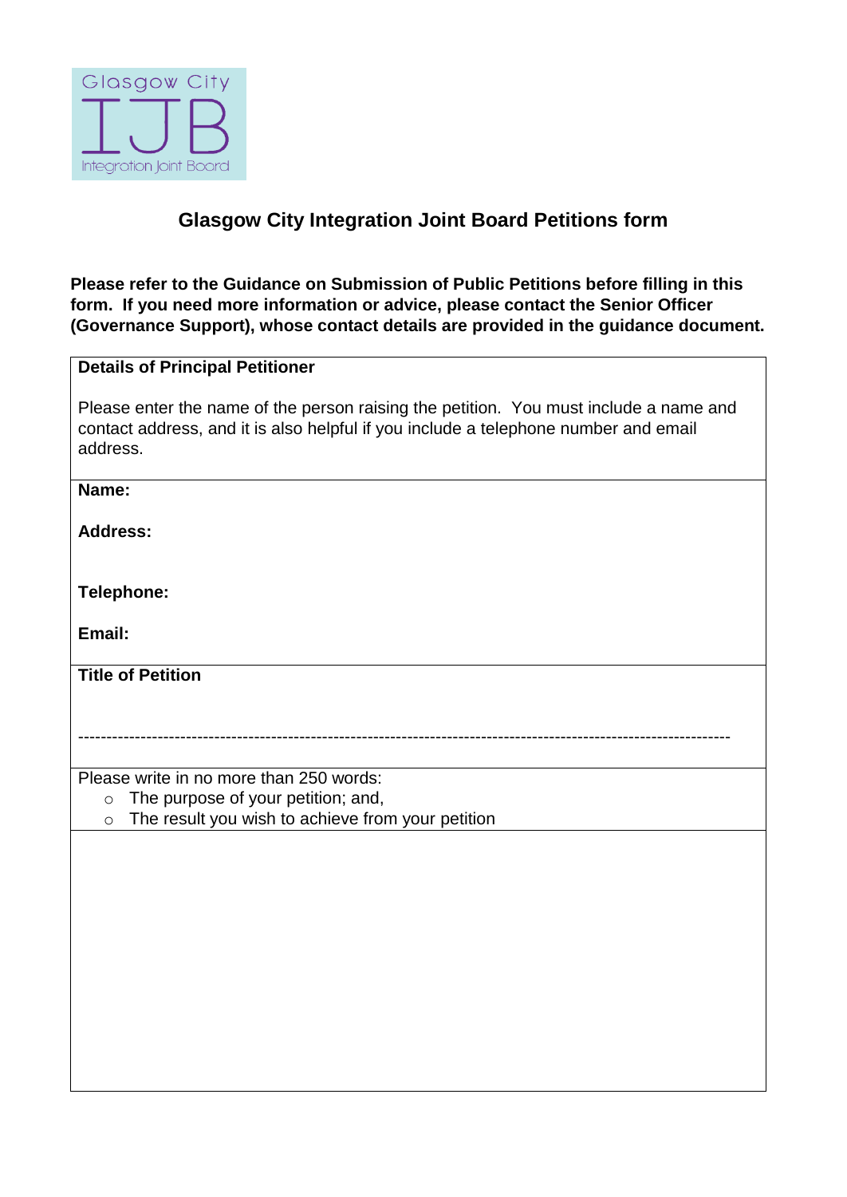# Glasgow City Integration Joint Board Petitions form

**Please refer to the Guidance on Submission of Public Petitions before filling in this form. If you need more information or advice, please contact the Senior Officer (Governance Support), whose contact details are provided in the guidance document.**

| **Details of Principal Petitioner**<br><br>Please enter the name of the person raising the petition. You must include a name and contact address, and it is also helpful if you include a telephone number and email address. |
|---|
| **Name:**<br><br>**Address:**<br><br><br>**Telephone:**<br><br>**Email:** |
| **Title of Petition**<br><br><br>------------------------------------------------------------------------------------------------------------------- |
| Please write in no more than 250 words:<br>○ The purpose of your petition; and,<br>○ The result you wish to achieve from your petition |
| |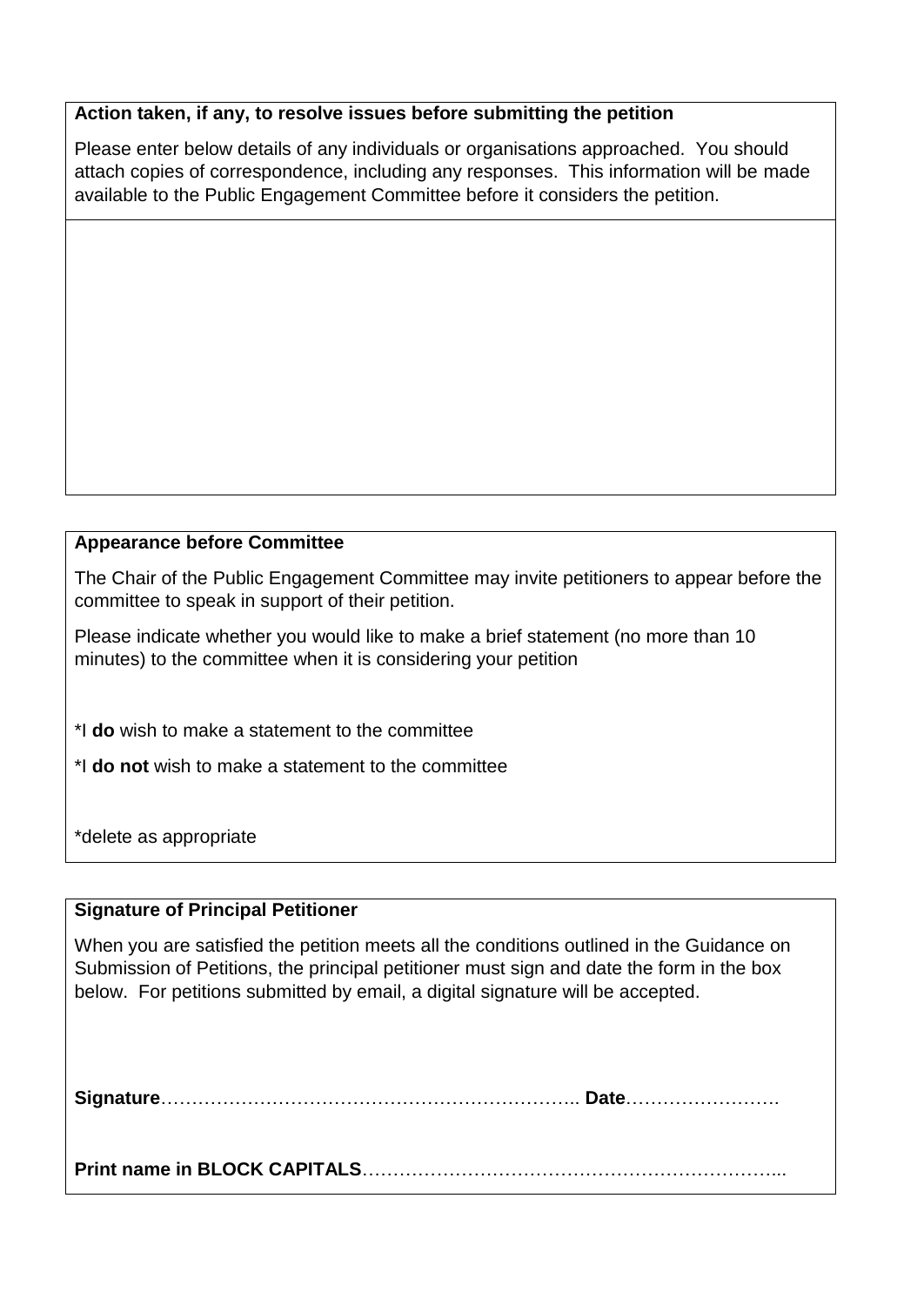**Action taken, if any, to resolve issues before submitting the petition**

Please enter below details of any individuals or organisations approached. You should attach copies of correspondence, including any responses. This information will be made available to the Public Engagement Committee before it considers the petition.

**Appearance before Committee**

The Chair of the Public Engagement Committee may invite petitioners to appear before the committee to speak in support of their petition.

Please indicate whether you would like to make a brief statement (no more than 10 minutes) to the committee when it is considering your petition

*I **do** wish to make a statement to the committee

*I **do not** wish to make a statement to the committee

*delete as appropriate

**Signature of Principal Petitioner**

When you are satisfied the petition meets all the conditions outlined in the Guidance on Submission of Petitions, the principal petitioner must sign and date the form in the box below. For petitions submitted by email, a digital signature will be accepted.

**Signature**………………………………………………………….. **Date**…………………….

**Print name in BLOCK CAPITALS**…………………………………………………………...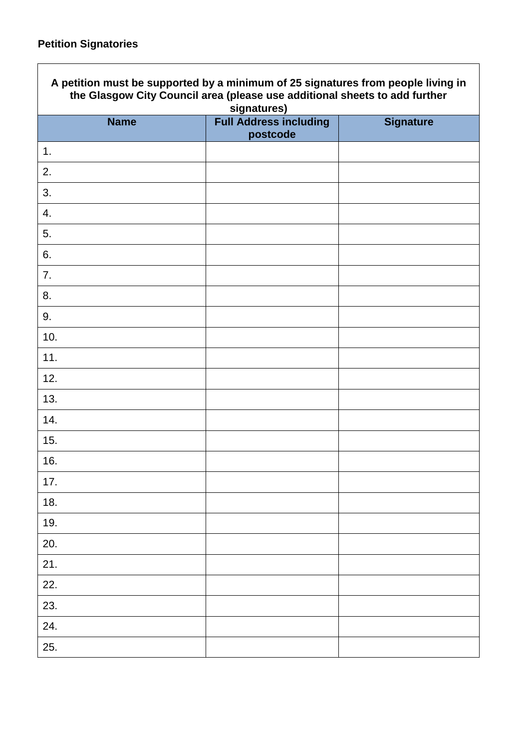**Petition Signatories**

| A petition must be supported by a minimum of 25 signatures from people living in the Glasgow City Council area (please use additional sheets to add further signatures) | | |
|---|---|---|
| **Name** | **Full Address including postcode** | **Signature** |
| 1. | | |
| 2. | | |
| 3. | | |
| 4. | | |
| 5. | | |
| 6. | | |
| 7. | | |
| 8. | | |
| 9. | | |
| 10. | | |
| 11. | | |
| 12. | | |
| 13. | | |
| 14. | | |
| 15. | | |
| 16. | | |
| 17. | | |
| 18. | | |
| 19. | | |
| 20. | | |
| 21. | | |
| 22. | | |
| 23. | | |
| 24. | | |
| 25. | | |